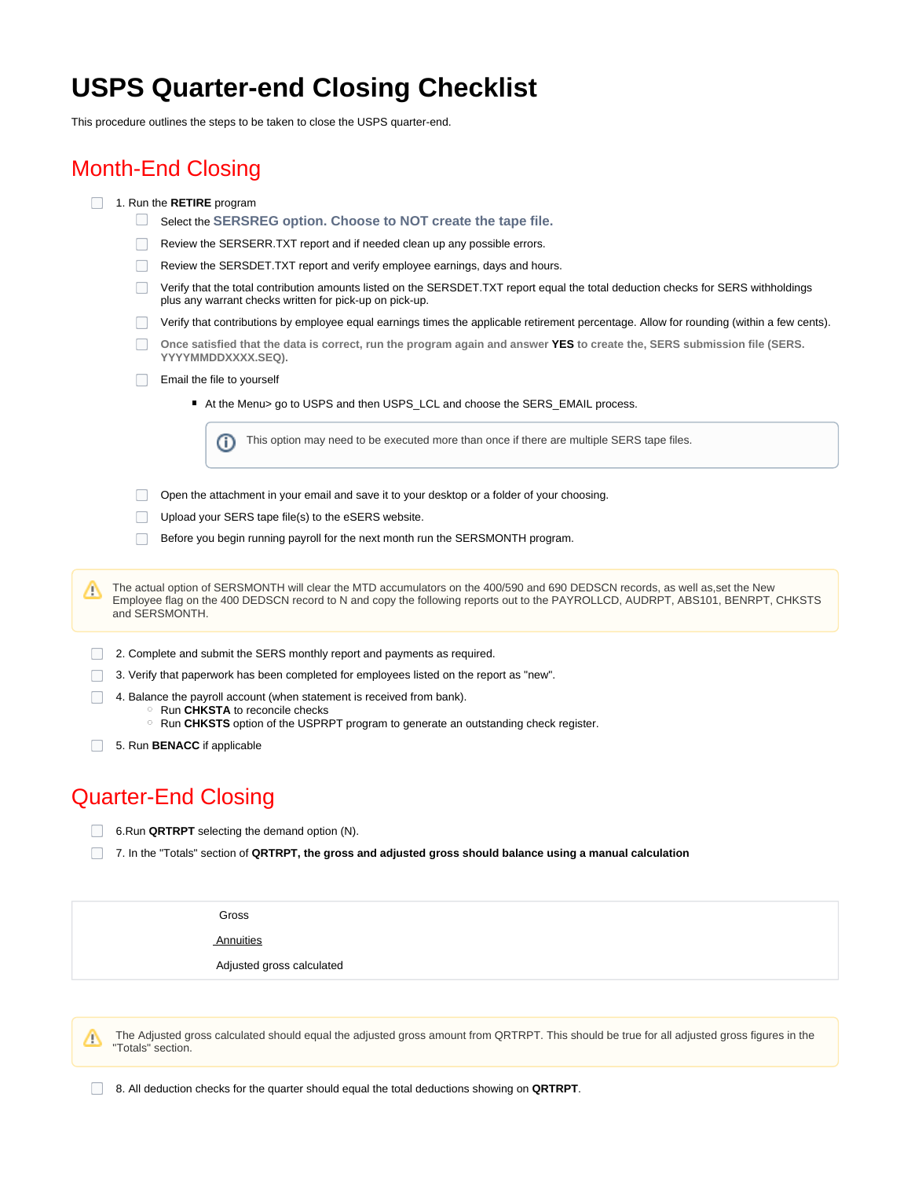# USPS Quarter-end Closing Checklist

This procedure outlines the steps to be taken to close the USPS quarter-end.

## Month-End Closing

- [ ] 1. Run the **RETIRE** program
  - [ ] Select the **SERSREG option. Choose to NOT create the tape file.**
  - [ ] Review the SERSERR.TXT report and if needed clean up any possible errors.
  - [ ] Review the SERSDET.TXT report and verify employee earnings, days and hours.
  - [ ] Verify that the total contribution amounts listed on the SERSDET.TXT report equal the total deduction checks for SERS withholdings plus any warrant checks written for pick-up on pick-up.
  - [ ] Verify that contributions by employee equal earnings times the applicable retirement percentage. Allow for rounding (within a few cents).
  - [ ] **Once satisfied that the data is correct, run the program again and answer YES to create the, SERS submission file (SERS. YYYYMMDDXXXX.SEQ).**
  - [ ] Email the file to yourself
    - At the Menu> go to USPS and then USPS_LCL and choose the SERS_EMAIL process.

      > ⓘ This option may need to be executed more than once if there are multiple SERS tape files.

  - [ ] Open the attachment in your email and save it to your desktop or a folder of your choosing.
  - [ ] Upload your SERS tape file(s) to the eSERS website.
  - [ ] Before you begin running payroll for the next month run the SERSMONTH program.

> ⚠ The actual option of SERSMONTH will clear the MTD accumulators on the 400/590 and 690 DEDSCN records, as well as,set the New Employee flag on the 400 DEDSCN record to N and copy the following reports out to the PAYROLLCD, AUDRPT, ABS101, BENRPT, CHKSTS and SERSMONTH.

- [ ] 2. Complete and submit the SERS monthly report and payments as required.
- [ ] 3. Verify that paperwork has been completed for employees listed on the report as "new".
- [ ] 4. Balance the payroll account (when statement is received from bank).
  - Run **CHKSTA** to reconcile checks
  - Run **CHKSTS** option of the USPRPT program to generate an outstanding check register.
- [ ] 5. Run **BENACC** if applicable

## Quarter-End Closing

- [ ] 6.Run **QRTRPT** selecting the demand option (N).
- [ ] 7. In the "Totals" section of **QRTRPT, the gross and adjusted gross should balance using a manual calculation**

| |
|---|
| Gross |
| Annuities |
| Adjusted gross calculated |

> ⚠ The Adjusted gross calculated should equal the adjusted gross amount from QRTRPT. This should be true for all adjusted gross figures in the "Totals" section.

- [ ] 8. All deduction checks for the quarter should equal the total deductions showing on **QRTRPT**.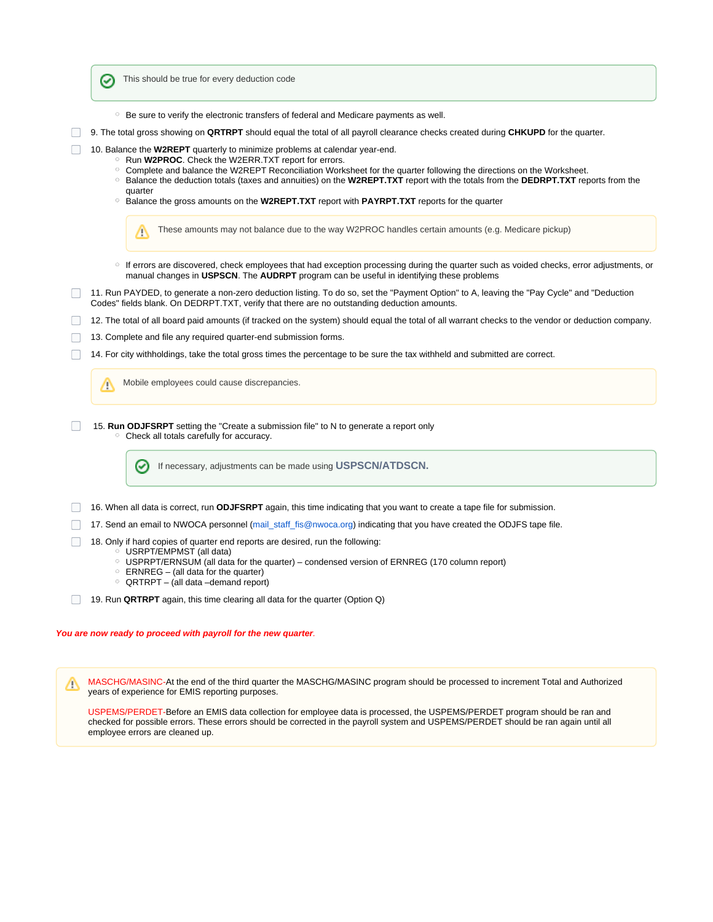> This should be true for every deduction code

- Be sure to verify the electronic transfers of federal and Medicare payments as well.

- [ ] 9. The total gross showing on **QRTRPT** should equal the total of all payroll clearance checks created during **CHKUPD** for the quarter.
- [ ] 10. Balance the **W2REPT** quarterly to minimize problems at calendar year-end.
  - Run **W2PROC**. Check the W2ERR.TXT report for errors.
  - Complete and balance the W2REPT Reconciliation Worksheet for the quarter following the directions on the Worksheet.
  - Balance the deduction totals (taxes and annuities) on the **W2REPT.TXT** report with the totals from the **DEDRPT.TXT** reports from the quarter
  - Balance the gross amounts on the **W2REPT.TXT** report with **PAYRPT.TXT** reports for the quarter

    > These amounts may not balance due to the way W2PROC handles certain amounts (e.g. Medicare pickup)

  - If errors are discovered, check employees that had exception processing during the quarter such as voided checks, error adjustments, or manual changes in **USPSCN**. The **AUDRPT** program can be useful in identifying these problems
- [ ] 11. Run PAYDED, to generate a non-zero deduction listing. To do so, set the "Payment Option" to A, leaving the "Pay Cycle" and "Deduction Codes" fields blank. On DEDRPT.TXT, verify that there are no outstanding deduction amounts.
- [ ] 12. The total of all board paid amounts (if tracked on the system) should equal the total of all warrant checks to the vendor or deduction company.
- [ ] 13. Complete and file any required quarter-end submission forms.
- [ ] 14. For city withholdings, take the total gross times the percentage to be sure the tax withheld and submitted are correct.

> Mobile employees could cause discrepancies.

- [ ] 15. **Run ODJFSRPT** setting the "Create a submission file" to N to generate a report only
  - Check all totals carefully for accuracy.

    > If necessary, adjustments can be made using **USPSCN/ATDSCN.**

- [ ] 16. When all data is correct, run **ODJFSRPT** again, this time indicating that you want to create a tape file for submission.
- [ ] 17. Send an email to NWOCA personnel (mail_staff_fis@nwoca.org) indicating that you have created the ODJFS tape file.
- [ ] 18. Only if hard copies of quarter end reports are desired, run the following:
  - USRPT/EMPMST (all data)
  - USPRPT/ERNSUM (all data for the quarter) – condensed version of ERNREG (170 column report)
  - ERNREG – (all data for the quarter)
  - QRTRPT – (all data –demand report)
- [ ] 19. Run **QRTRPT** again, this time clearing all data for the quarter (Option Q)

***You are now ready to proceed with payroll for the new quarter*.**

> MASCHG/MASINC-At the end of the third quarter the MASCHG/MASINC program should be processed to increment Total and Authorized years of experience for EMIS reporting purposes.
>
> USPEMS/PERDET-Before an EMIS data collection for employee data is processed, the USPEMS/PERDET program should be ran and checked for possible errors. These errors should be corrected in the payroll system and USPEMS/PERDET should be ran again until all employee errors are cleaned up.